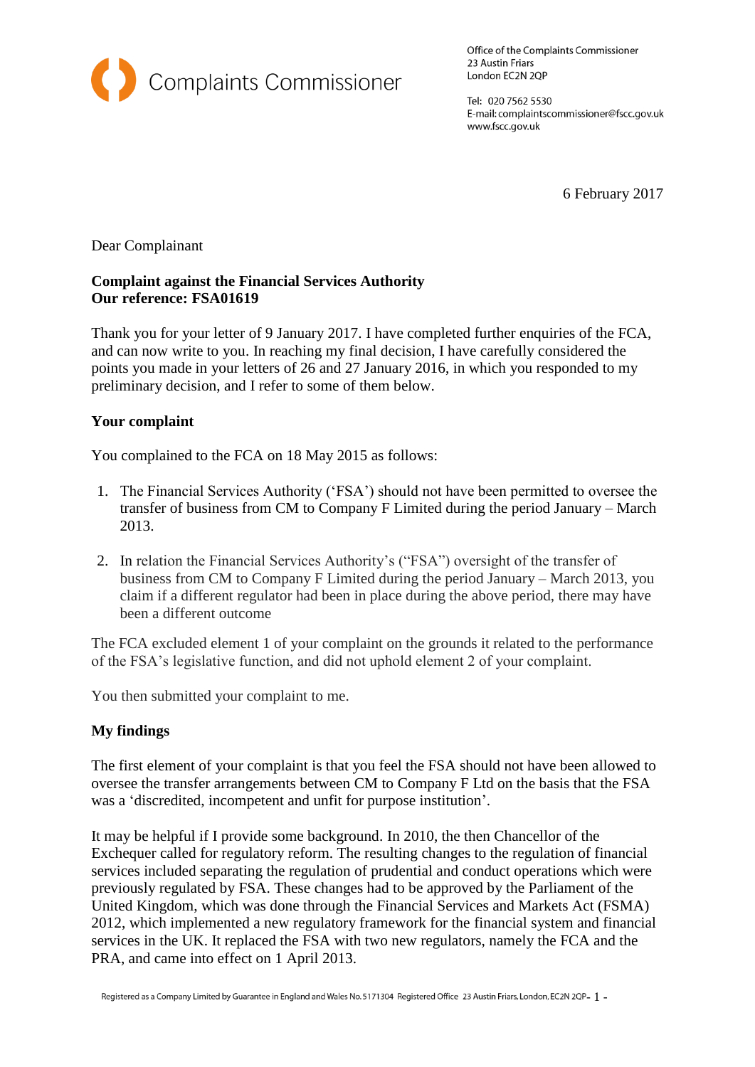Complaints Commissioner

Office of the Complaints Commissioner
23 Austin Friars
London EC2N 2QP

Tel: 020 7562 5530
E-mail: complaintscommissioner@fscc.gov.uk
www.fscc.gov.uk

6 February 2017

Dear Complainant

**Complaint against the Financial Services Authority**
**Our reference: FSA01619**

Thank you for your letter of 9 January 2017. I have completed further enquiries of the FCA, and can now write to you. In reaching my final decision, I have carefully considered the points you made in your letters of 26 and 27 January 2016, in which you responded to my preliminary decision, and I refer to some of them below.

**Your complaint**

You complained to the FCA on 18 May 2015 as follows:

1. The Financial Services Authority ('FSA') should not have been permitted to oversee the transfer of business from CM to Company F Limited during the period January – March 2013.

2. In relation the Financial Services Authority's ("FSA") oversight of the transfer of business from CM to Company F Limited during the period January – March 2013, you claim if a different regulator had been in place during the above period, there may have been a different outcome

The FCA excluded element 1 of your complaint on the grounds it related to the performance of the FSA's legislative function, and did not uphold element 2 of your complaint.

You then submitted your complaint to me.

**My findings**

The first element of your complaint is that you feel the FSA should not have been allowed to oversee the transfer arrangements between CM to Company F Ltd on the basis that the FSA was a 'discredited, incompetent and unfit for purpose institution'.

It may be helpful if I provide some background. In 2010, the then Chancellor of the Exchequer called for regulatory reform. The resulting changes to the regulation of financial services included separating the regulation of prudential and conduct operations which were previously regulated by FSA. These changes had to be approved by the Parliament of the United Kingdom, which was done through the Financial Services and Markets Act (FSMA) 2012, which implemented a new regulatory framework for the financial system and financial services in the UK. It replaced the FSA with two new regulators, namely the FCA and the PRA, and came into effect on 1 April 2013.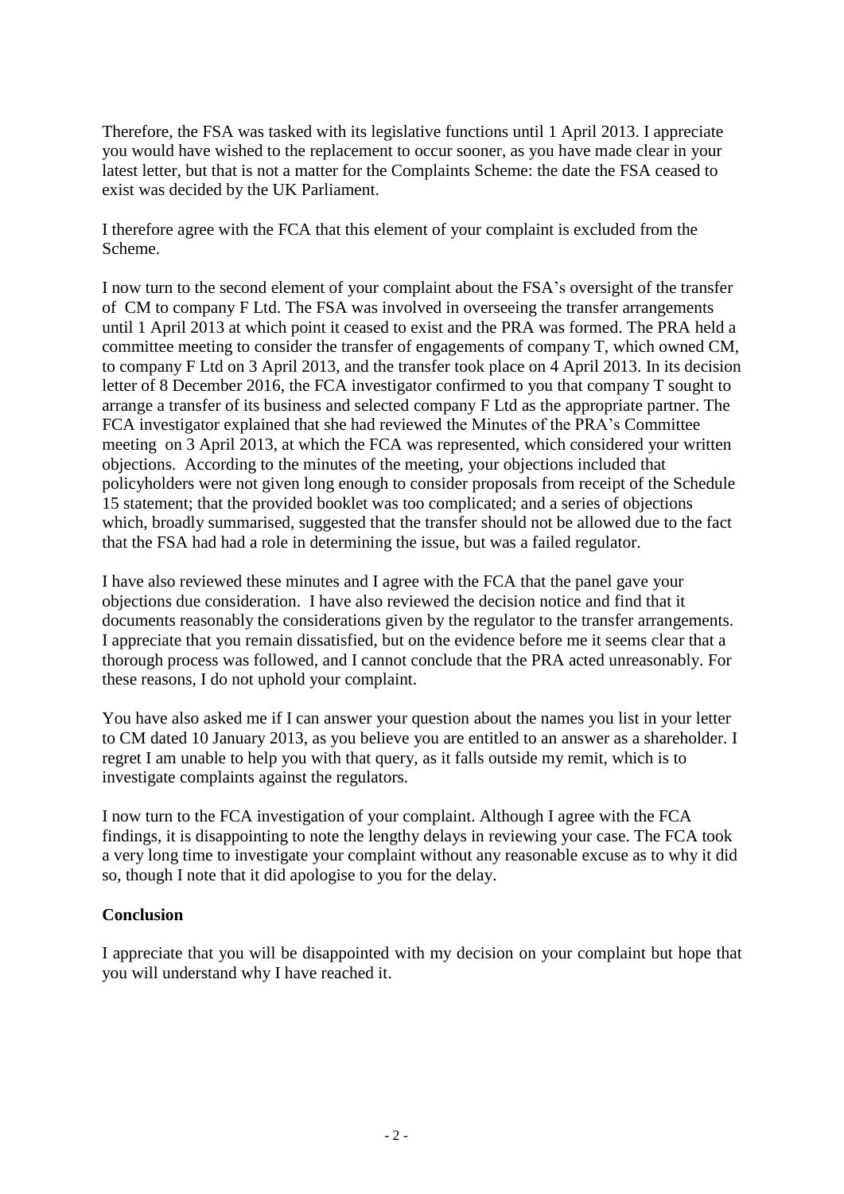Therefore, the FSA was tasked with its legislative functions until 1 April 2013. I appreciate you would have wished to the replacement to occur sooner, as you have made clear in your latest letter, but that is not a matter for the Complaints Scheme: the date the FSA ceased to exist was decided by the UK Parliament.

I therefore agree with the FCA that this element of your complaint is excluded from the Scheme.

I now turn to the second element of your complaint about the FSA's oversight of the transfer of CM to company F Ltd. The FSA was involved in overseeing the transfer arrangements until 1 April 2013 at which point it ceased to exist and the PRA was formed. The PRA held a committee meeting to consider the transfer of engagements of company T, which owned CM, to company F Ltd on 3 April 2013, and the transfer took place on 4 April 2013. In its decision letter of 8 December 2016, the FCA investigator confirmed to you that company T sought to arrange a transfer of its business and selected company F Ltd as the appropriate partner. The FCA investigator explained that she had reviewed the Minutes of the PRA's Committee meeting on 3 April 2013, at which the FCA was represented, which considered your written objections. According to the minutes of the meeting, your objections included that policyholders were not given long enough to consider proposals from receipt of the Schedule 15 statement; that the provided booklet was too complicated; and a series of objections which, broadly summarised, suggested that the transfer should not be allowed due to the fact that the FSA had had a role in determining the issue, but was a failed regulator.

I have also reviewed these minutes and I agree with the FCA that the panel gave your objections due consideration. I have also reviewed the decision notice and find that it documents reasonably the considerations given by the regulator to the transfer arrangements. I appreciate that you remain dissatisfied, but on the evidence before me it seems clear that a thorough process was followed, and I cannot conclude that the PRA acted unreasonably. For these reasons, I do not uphold your complaint.

You have also asked me if I can answer your question about the names you list in your letter to CM dated 10 January 2013, as you believe you are entitled to an answer as a shareholder. I regret I am unable to help you with that query, as it falls outside my remit, which is to investigate complaints against the regulators.

I now turn to the FCA investigation of your complaint. Although I agree with the FCA findings, it is disappointing to note the lengthy delays in reviewing your case. The FCA took a very long time to investigate your complaint without any reasonable excuse as to why it did so, though I note that it did apologise to you for the delay.

**Conclusion**

I appreciate that you will be disappointed with my decision on your complaint but hope that you will understand why I have reached it.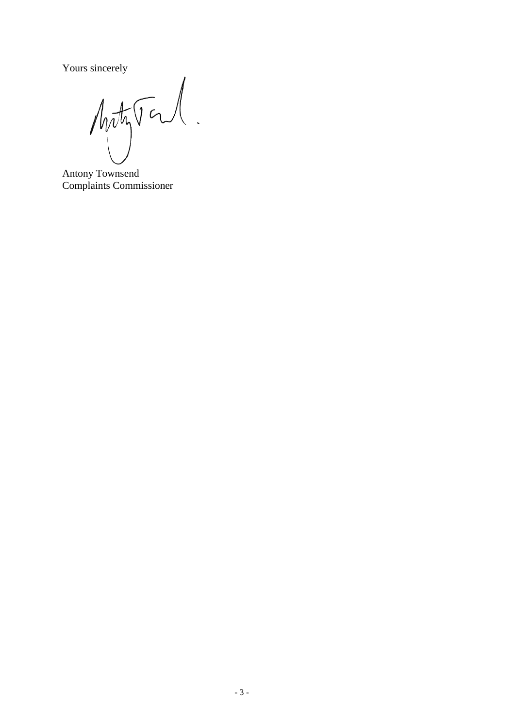Yours sincerely

Antony Townsend
Complaints Commissioner